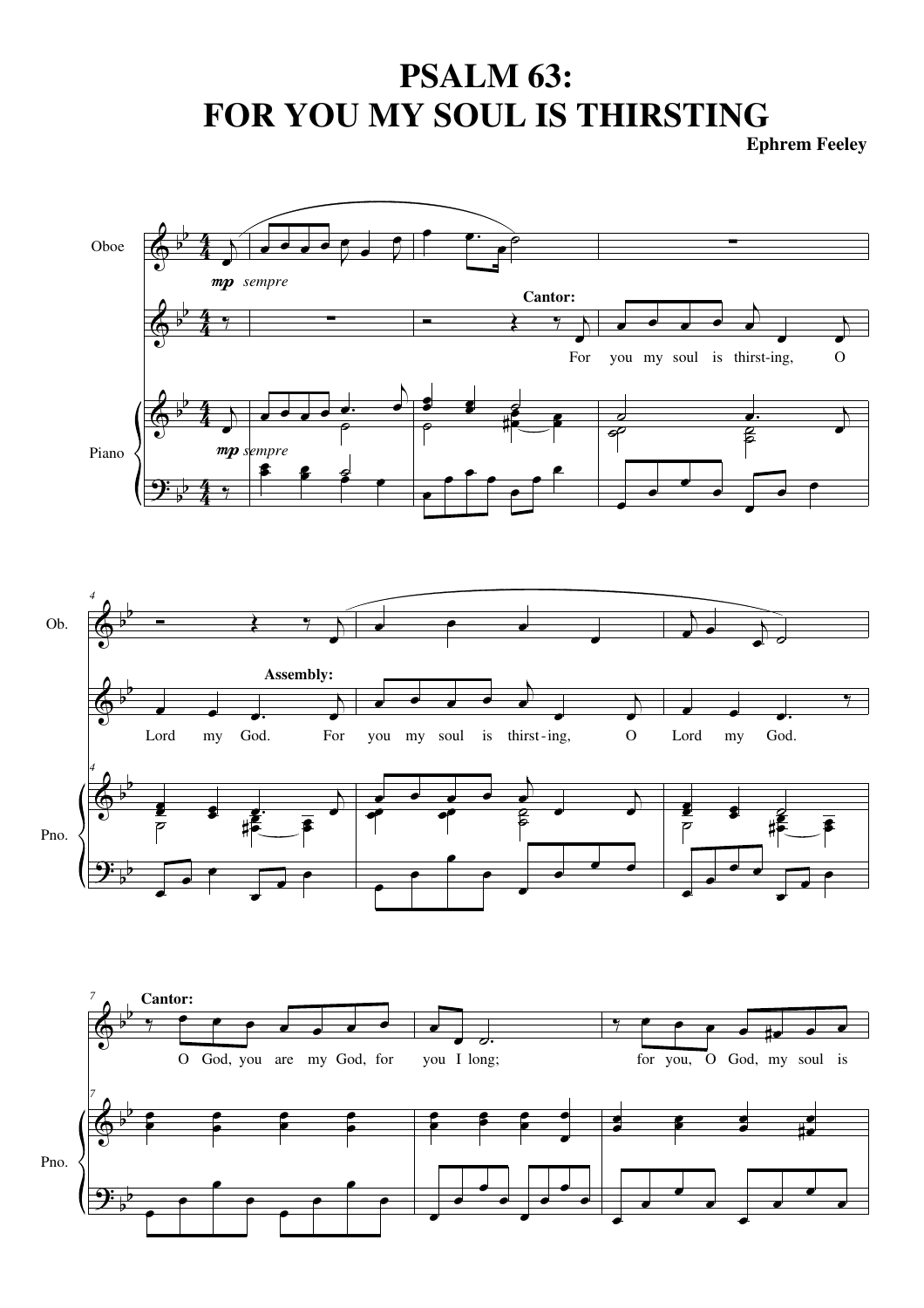# PSALM 63:
# FOR YOU MY SOUL IS THIRSTING

**Ephrem Feeley**

Oboe

*mp sempre*

**Cantor:**

For you my soul is thirst-ing, O Lord my God.

**Assembly:**

For you my soul is thirst-ing, O Lord my God.

Piano

*mp sempre*

Ob.

Pno.

**Cantor:**

O God, you are my God, for you I long; for you, O God, my soul is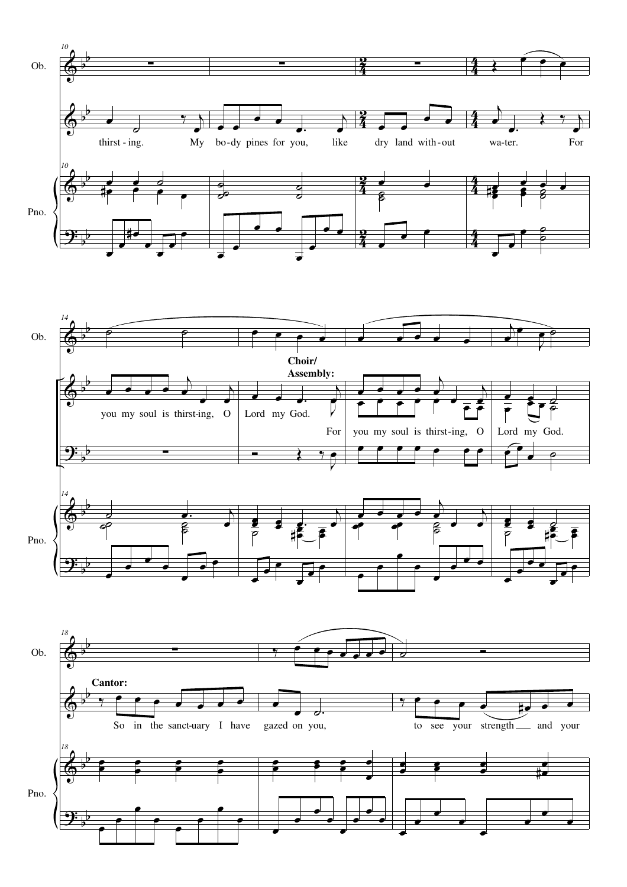Ob.

Pno.

thirst - ing. My bo-dy pines for you, like dry land with-out wa-ter. For

you my soul is thirst-ing, O Lord my God.

**Choir/ Assembly:**

For you my soul is thirst-ing, O Lord my God.

**Cantor:**

So in the sanct-uary I have gazed on you, to see your strength and your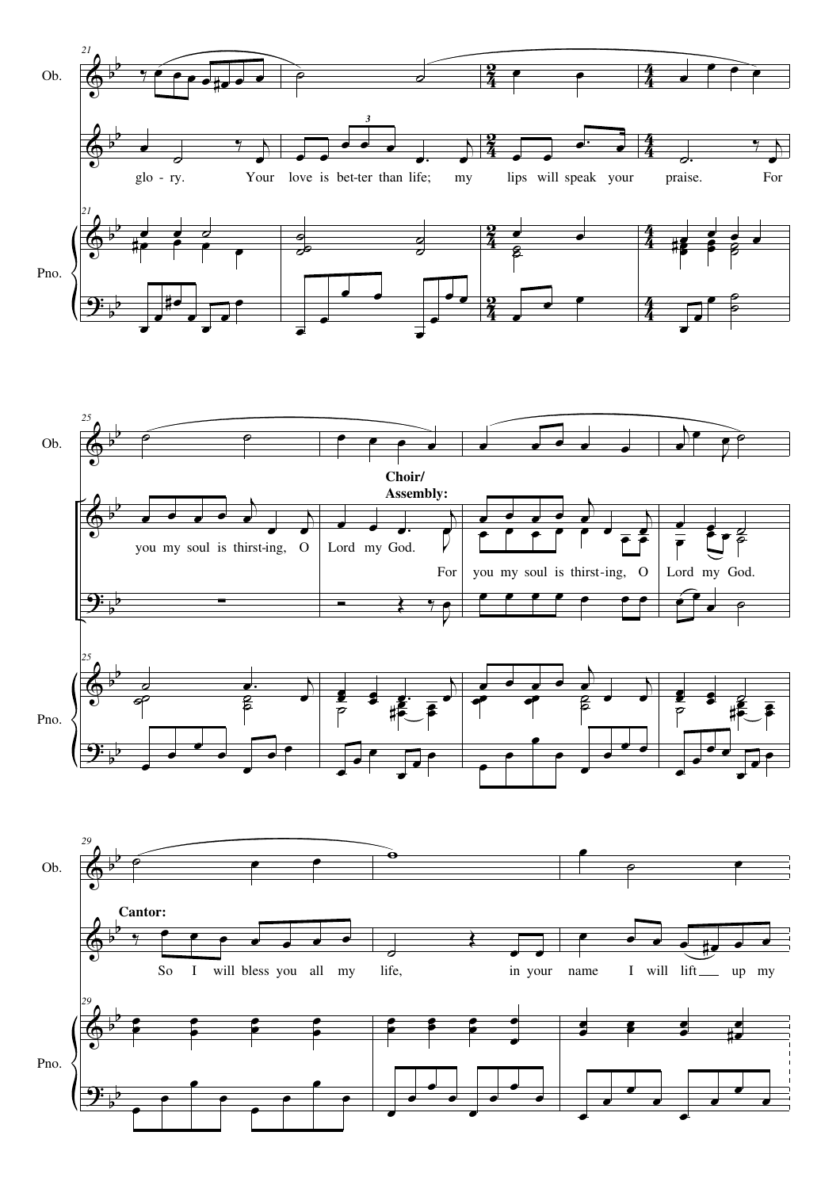Ob.

glo - ry. Your love is bet-ter than life; my lips will speak your praise. For

Pno.

you my soul is thirst-ing, O Lord my God.

Choir/ Assembly:

For you my soul is thirst-ing, O Lord my God.

Cantor:

So I will bless you all my life, in your name I will lift up my